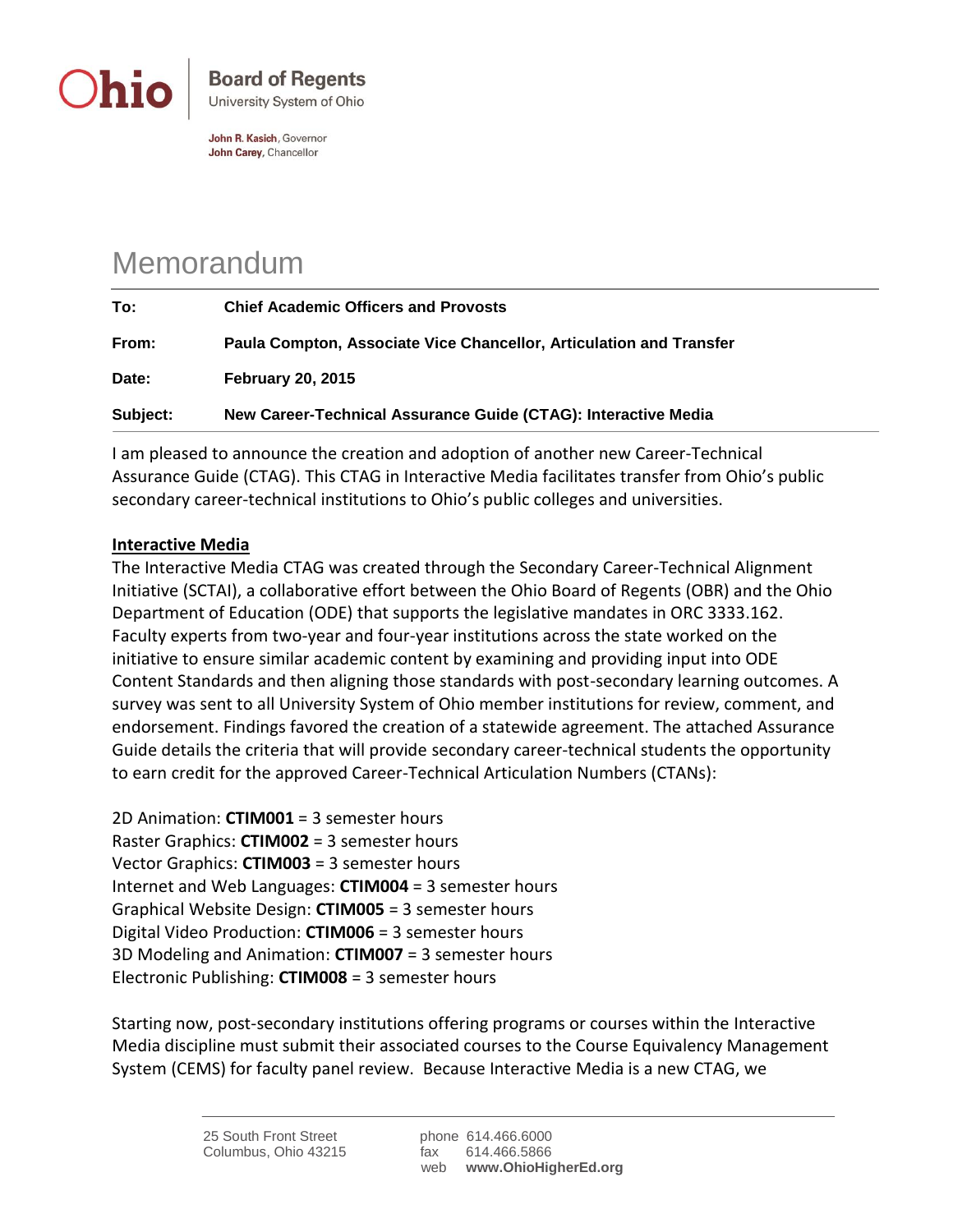Ohio | **Board of Regents**
University System of Ohio

**John R. Kasich**, Governor
**John Carey**, Chancellor

# Memorandum

| | |
|---|---|
| **To:** | **Chief Academic Officers and Provosts** |
| **From:** | **Paula Compton, Associate Vice Chancellor, Articulation and Transfer** |
| **Date:** | **February 20, 2015** |
| **Subject:** | **New Career-Technical Assurance Guide (CTAG): Interactive Media** |

I am pleased to announce the creation and adoption of another new Career-Technical Assurance Guide (CTAG). This CTAG in Interactive Media facilitates transfer from Ohio's public secondary career-technical institutions to Ohio's public colleges and universities.

**Interactive Media**

The Interactive Media CTAG was created through the Secondary Career-Technical Alignment Initiative (SCTAI), a collaborative effort between the Ohio Board of Regents (OBR) and the Ohio Department of Education (ODE) that supports the legislative mandates in ORC 3333.162. Faculty experts from two-year and four-year institutions across the state worked on the initiative to ensure similar academic content by examining and providing input into ODE Content Standards and then aligning those standards with post-secondary learning outcomes. A survey was sent to all University System of Ohio member institutions for review, comment, and endorsement. Findings favored the creation of a statewide agreement. The attached Assurance Guide details the criteria that will provide secondary career-technical students the opportunity to earn credit for the approved Career-Technical Articulation Numbers (CTANs):

2D Animation: **CTIM001** = 3 semester hours
Raster Graphics: **CTIM002** = 3 semester hours
Vector Graphics: **CTIM003** = 3 semester hours
Internet and Web Languages: **CTIM004** = 3 semester hours
Graphical Website Design: **CTIM005** = 3 semester hours
Digital Video Production: **CTIM006** = 3 semester hours
3D Modeling and Animation: **CTIM007** = 3 semester hours
Electronic Publishing: **CTIM008** = 3 semester hours

Starting now, post-secondary institutions offering programs or courses within the Interactive Media discipline must submit their associated courses to the Course Equivalency Management System (CEMS) for faculty panel review. Because Interactive Media is a new CTAG, we

25 South Front Street
Columbus, Ohio 43215

phone 614.466.6000
fax 614.466.5866
web **www.OhioHigherEd.org**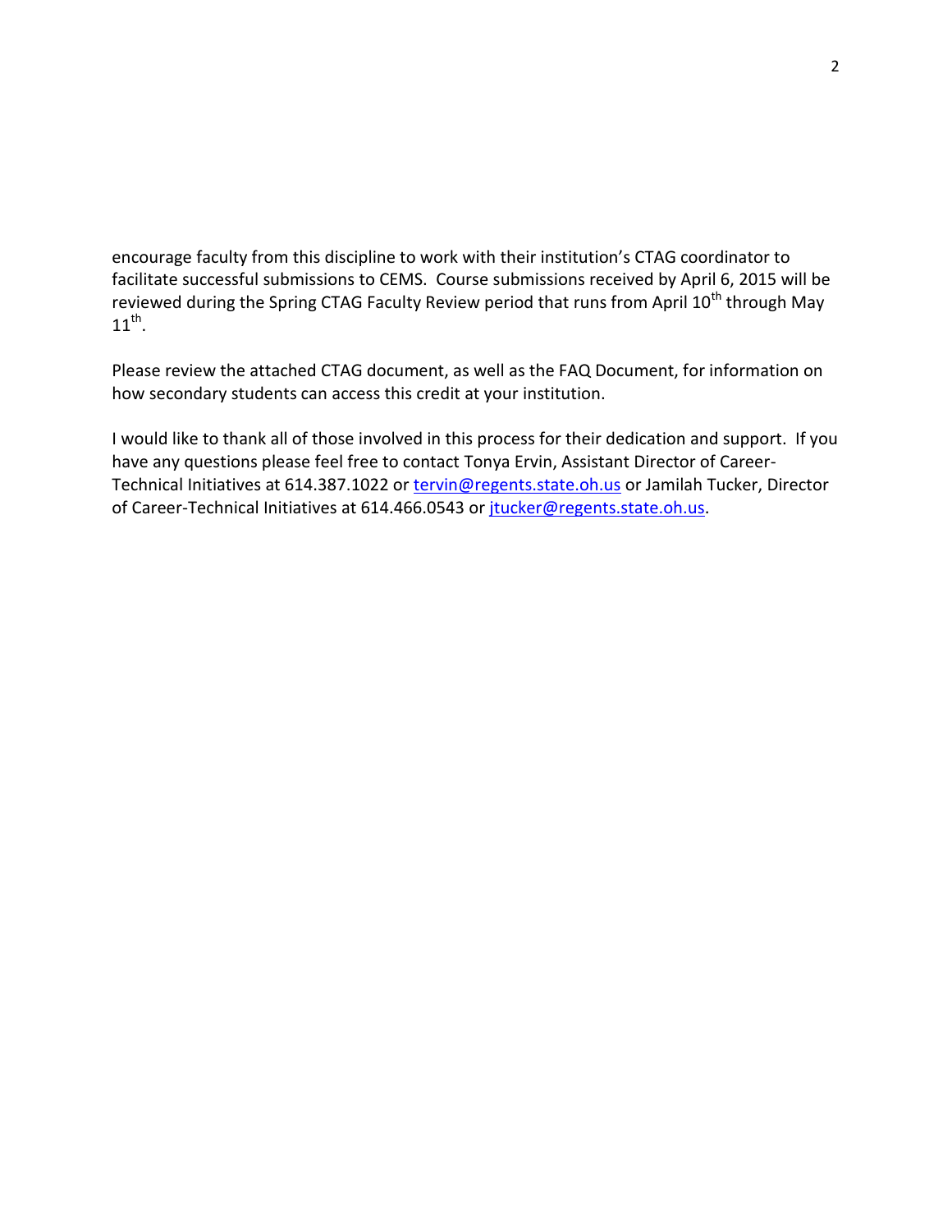encourage faculty from this discipline to work with their institution's CTAG coordinator to facilitate successful submissions to CEMS. Course submissions received by April 6, 2015 will be reviewed during the Spring CTAG Faculty Review period that runs from April 10th through May 11th.

Please review the attached CTAG document, as well as the FAQ Document, for information on how secondary students can access this credit at your institution.

I would like to thank all of those involved in this process for their dedication and support. If you have any questions please feel free to contact Tonya Ervin, Assistant Director of Career-Technical Initiatives at 614.387.1022 or tervin@regents.state.oh.us or Jamilah Tucker, Director of Career-Technical Initiatives at 614.466.0543 or jtucker@regents.state.oh.us.